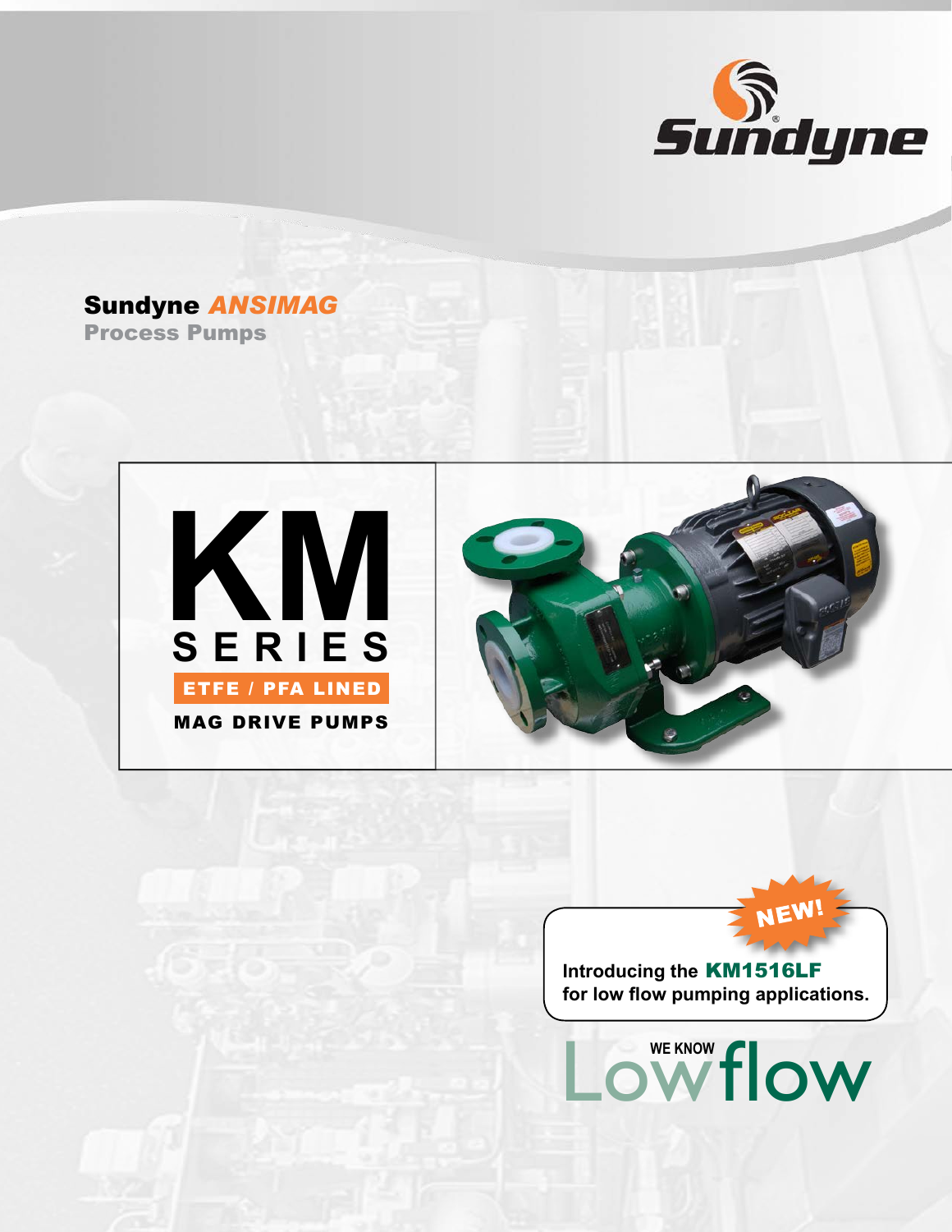Sundyne

# Sundyne *ANSIMAG*

## Process Pumps

# KM SERIES

**ETFE / PFA LINED**

**MAG DRIVE PUMPS**

**NEW!**

**Introducing the KM1516LF for low flow pumping applications.**

WE KNOW Lowflow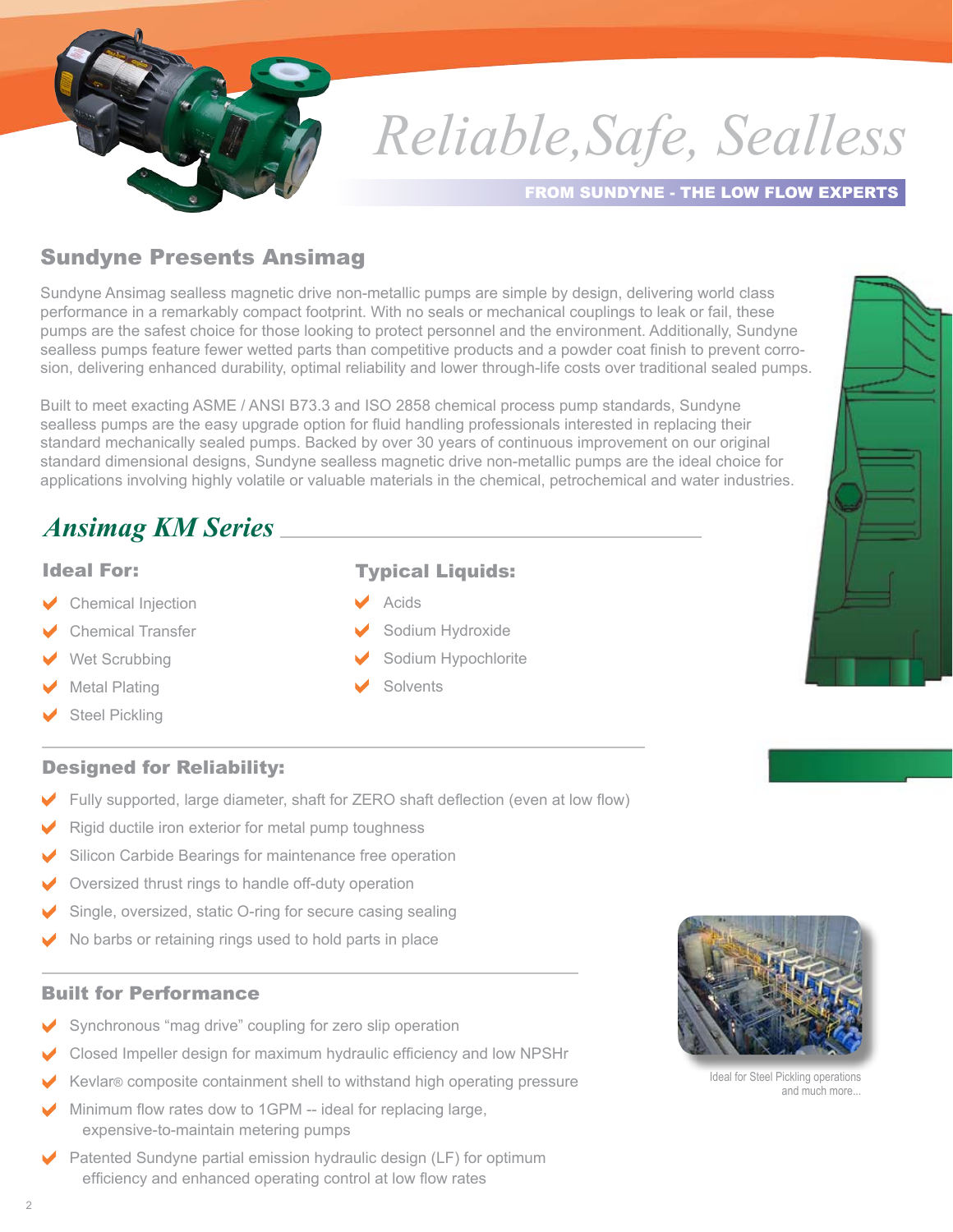# Reliable, Safe, Sealless

**FROM SUNDYNE - THE LOW FLOW EXPERTS**

## Sundyne Presents Ansimag

Sundyne Ansimag sealless magnetic drive non-metallic pumps are simple by design, delivering world class performance in a remarkably compact footprint. With no seals or mechanical couplings to leak or fail, these pumps are the safest choice for those looking to protect personnel and the environment. Additionally, Sundyne sealless pumps feature fewer wetted parts than competitive products and a powder coat finish to prevent corrosion, delivering enhanced durability, optimal reliability and lower through-life costs over traditional sealed pumps.

Built to meet exacting ASME / ANSI B73.3 and ISO 2858 chemical process pump standards, Sundyne sealless pumps are the easy upgrade option for fluid handling professionals interested in replacing their standard mechanically sealed pumps. Backed by over 30 years of continuous improvement on our original standard dimensional designs, Sundyne sealless magnetic drive non-metallic pumps are the ideal choice for applications involving highly volatile or valuable materials in the chemical, petrochemical and water industries.

## *Ansimag KM Series*

### Ideal For:

- Chemical Injection
- Chemical Transfer
- Wet Scrubbing
- Metal Plating
- Steel Pickling

### Typical Liquids:

- Acids
- Sodium Hydroxide
- Sodium Hypochlorite
- Solvents

### Designed for Reliability:

- Fully supported, large diameter, shaft for ZERO shaft deflection (even at low flow)
- Rigid ductile iron exterior for metal pump toughness
- Silicon Carbide Bearings for maintenance free operation
- Oversized thrust rings to handle off-duty operation
- Single, oversized, static O-ring for secure casing sealing
- No barbs or retaining rings used to hold parts in place

### Built for Performance

- Synchronous “mag drive” coupling for zero slip operation
- Closed Impeller design for maximum hydraulic efficiency and low NPSHr
- Kevlar® composite containment shell to withstand high operating pressure
- Minimum flow rates dow to 1GPM -- ideal for replacing large, expensive-to-maintain metering pumps
- Patented Sundyne partial emission hydraulic design (LF) for optimum efficiency and enhanced operating control at low flow rates

Ideal for Steel Pickling operations and much more...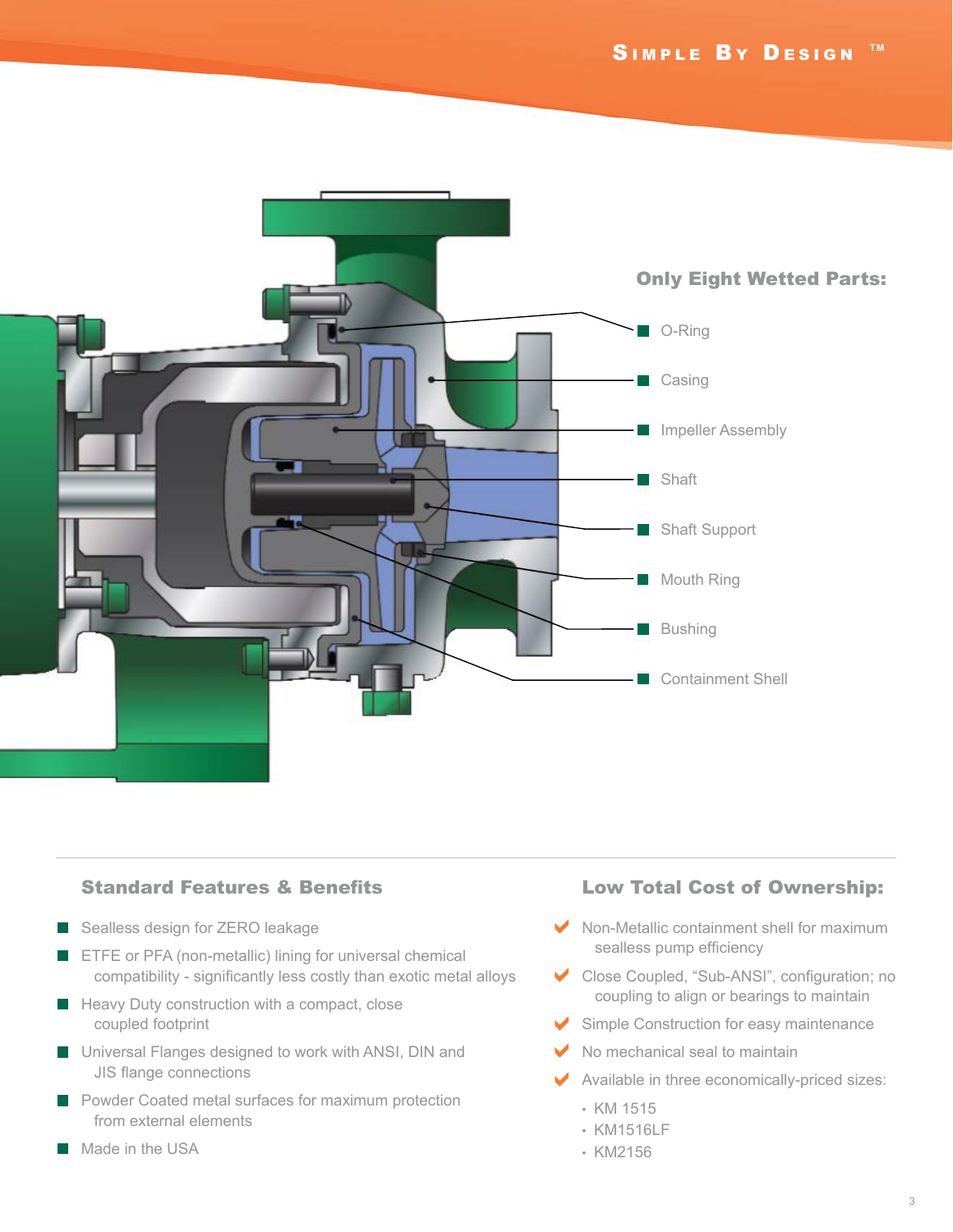SIMPLE BY DESIGN ™

## Only Eight Wetted Parts:

- O-Ring
- Casing
- Impeller Assembly
- Shaft
- Shaft Support
- Mouth Ring
- Bushing
- Containment Shell

## Standard Features & Benefits

- Sealless design for ZERO leakage
- ETFE or PFA (non-metallic) lining for universal chemical compatibility - significantly less costly than exotic metal alloys
- Heavy Duty construction with a compact, close coupled footprint
- Universal Flanges designed to work with ANSI, DIN and JIS flange connections
- Powder Coated metal surfaces for maximum protection from external elements
- Made in the USA

## Low Total Cost of Ownership:

- Non-Metallic containment shell for maximum sealless pump efficiency
- Close Coupled, "Sub-ANSI", configuration; no coupling to align or bearings to maintain
- Simple Construction for easy maintenance
- No mechanical seal to maintain
- Available in three economically-priced sizes:
  - KM 1515
  - KM1516LF
  - KM2156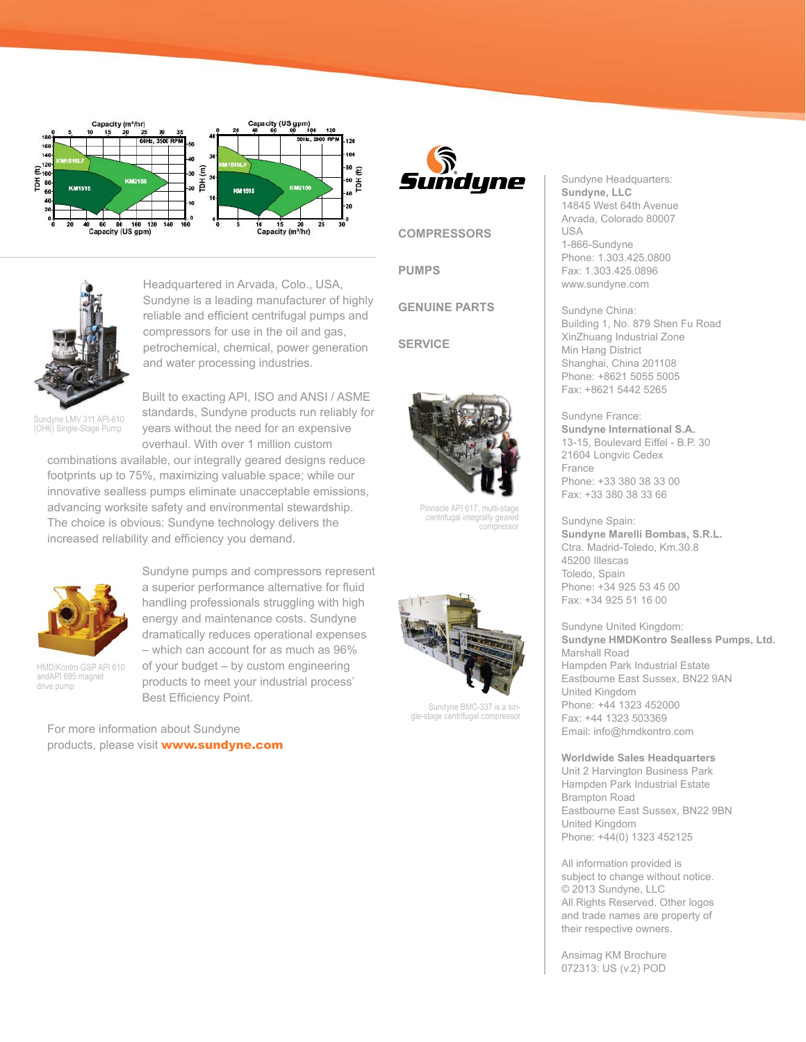Capacity (m³/hr)
0 5 10 15 20 25 30 35
60Hz, 3500 RPM
TDH (ft)
180 160 140 120 100 80 60 40 20 0
TDH (m)
50 40 30 20 10 0
KM1516LF
KM1515
KM2156
0 20 40 60 80 100 120 140 160
Capacity (US gpm)

Capacity (US gpm)
0 20 40 60 80 100 120
50Hz, 2900 RPM
TDH (m)
40 30 20 10 0
TDH (ft)
120 100 80 60 40 20 0
KM1516LF
KM1515
KM2156
0 5 10 15 20 25 30
Capacity (m³/hr)

Sundyne

COMPRESSORS

PUMPS

GENUINE PARTS

SERVICE

Headquartered in Arvada, Colo., USA, Sundyne is a leading manufacturer of highly reliable and efficient centrifugal pumps and compressors for use in the oil and gas, petrochemical, chemical, power generation and water processing industries.

Sundyne LMV 311 API-610 (OH6) Single-Stage Pump

Built to exacting API, ISO and ANSI / ASME standards, Sundyne products run reliably for years without the need for an expensive overhaul. With over 1 million custom combinations available, our integrally geared designs reduce footprints up to 75%, maximizing valuable space; while our innovative sealless pumps eliminate unacceptable emissions, advancing worksite safety and environmental stewardship. The choice is obvious: Sundyne technology delivers the increased reliability and efficiency you demand.

Sundyne pumps and compressors represent a superior performance alternative for fluid handling professionals struggling with high energy and maintenance costs. Sundyne dramatically reduces operational expenses – which can account for as much as 96% of your budget – by custom engineering products to meet your industrial process' Best Efficiency Point.

HMD/Kontro GSP API 610 andAPI 685 magnet drive pump

For more information about Sundyne products, please visit **www.sundyne.com**

Pinnacle API 617, multi-stage centrifugal integrally geared compressor

Sundyne BMC-337 is a single-stage centrifugal compressor

Sundyne Headquarters:
**Sundyne, LLC**
14845 West 64th Avenue
Arvada, Colorado 80007
USA
1-866-Sundyne
Phone: 1.303.425.0800
Fax: 1.303.425.0896
www.sundyne.com

Sundyne China:
Building 1, No. 879 Shen Fu Road
XinZhuang Industrial Zone
Min Hang District
Shanghai, China 201108
Phone: +8621 5055 5005
Fax: +8621 5442 5265

Sundyne France:
**Sundyne International S.A.**
13-15, Boulevard Eiffel - B.P. 30
21604 Longvic Cedex
France
Phone: +33 380 38 33 00
Fax: +33 380 38 33 66

Sundyne Spain:
**Sundyne Marelli Bombas, S.R.L.**
Ctra. Madrid-Toledo, Km.30.8
45200 Illescas
Toledo, Spain
Phone: +34 925 53 45 00
Fax: +34 925 51 16 00

Sundyne United Kingdom:
**Sundyne HMDKontro Sealless Pumps, Ltd.**
Marshall Road
Hampden Park Industrial Estate
Eastbourne East Sussex, BN22 9AN
United Kingdom
Phone: +44 1323 452000
Fax: +44 1323 503369
Email: info@hmdkontro.com

**Worldwide Sales Headquarters**
Unit 2 Harvington Business Park
Hampden Park Industrial Estate
Brampton Road
Eastbourne East Sussex, BN22 9BN
United Kingdom
Phone: +44(0) 1323 452125

All information provided is subject to change without notice.
© 2013 Sundyne, LLC
All Rights Reserved. Other logos and trade names are property of their respective owners.

Ansimag KM Brochure
072313: US (v.2) POD